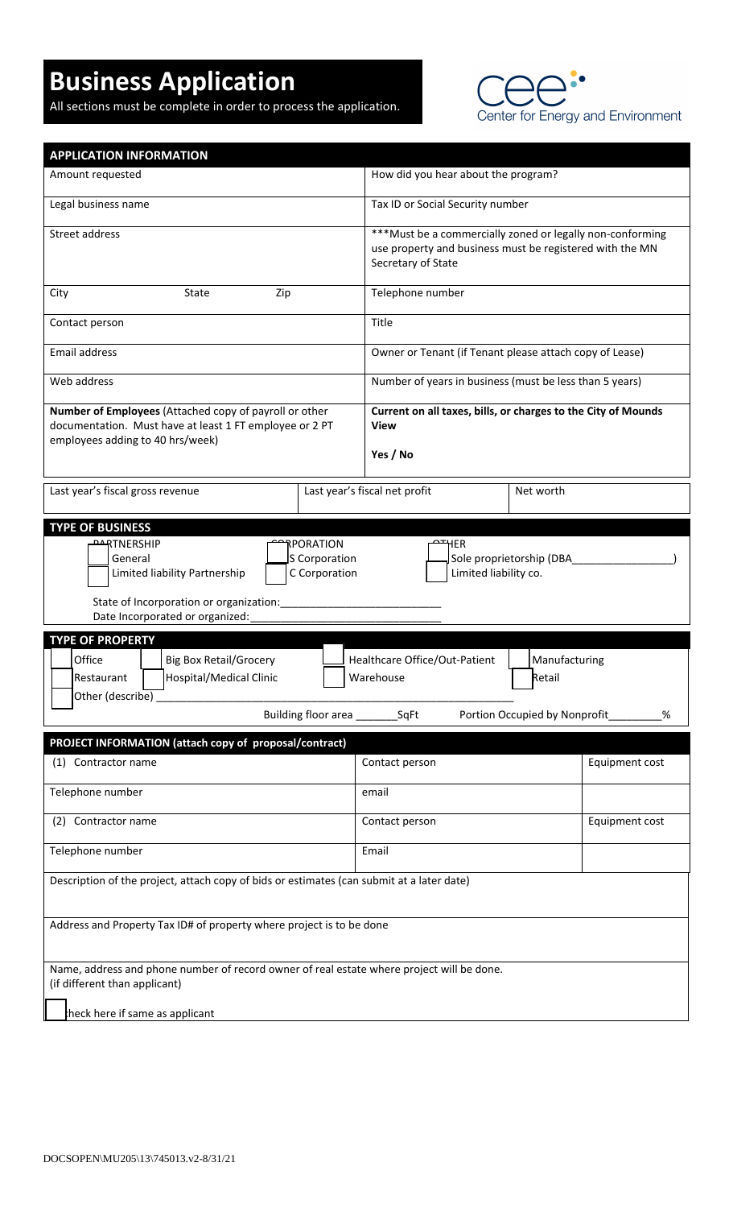# Business Application

All sections must be complete in order to process the application.

Center for Energy and Environment

## APPLICATION INFORMATION

| | |
|---|---|
| Amount requested | How did you hear about the program? |
| Legal business name | Tax ID or Social Security number |
| Street address | ***Must be a commercially zoned or legally non-conforming use property and business must be registered with the MN Secretary of State |
| City State Zip | Telephone number |
| Contact person | Title |
| Email address | Owner or Tenant (if Tenant please attach copy of Lease) |
| Web address | Number of years in business (must be less than 5 years) |
| **Number of Employees** (Attached copy of payroll or other documentation. Must have at least 1 FT employee or 2 PT employees adding to 40 hrs/week) | **Current on all taxes, bills, or charges to the City of Mounds View**<br>**Yes / No** |

| Last year's fiscal gross revenue | Last year's fiscal net profit | Net worth |
|---|---|---|
| | | |

## TYPE OF BUSINESS

| PARTNERSHIP | CORPORATION | OTHER |
|---|---|---|
| ☐ General | ☐ S Corporation | ☐ Sole proprietorship (DBA_________________) |
| ☐ Limited liability Partnership | ☐ C Corporation | ☐ Limited liability co. |

State of Incorporation or organization:___________________________

Date Incorporated or organized:_________________________________

## TYPE OF PROPERTY

☐ Office ☐ Big Box Retail/Grocery ☐ Healthcare Office/Out-Patient ☐ Manufacturing

☐ Restaurant ☐ Hospital/Medical Clinic ☐ Warehouse ☐ Retail

☐ Other (describe) ___________________________________________________________

Building floor area ________SqFt Portion Occupied by Nonprofit_________%

## PROJECT INFORMATION (attach copy of proposal/contract)

| | | |
|---|---|---|
| (1) Contractor name | Contact person | Equipment cost |
| Telephone number | email | |
| (2) Contractor name | Contact person | Equipment cost |
| Telephone number | Email | |

Description of the project, attach copy of bids or estimates (can submit at a later date)

Address and Property Tax ID# of property where project is to be done

Name, address and phone number of record owner of real estate where project will be done. (if different than applicant)

☐ check here if same as applicant

DOCSOPEN\MU205\13\745013.v2-8/31/21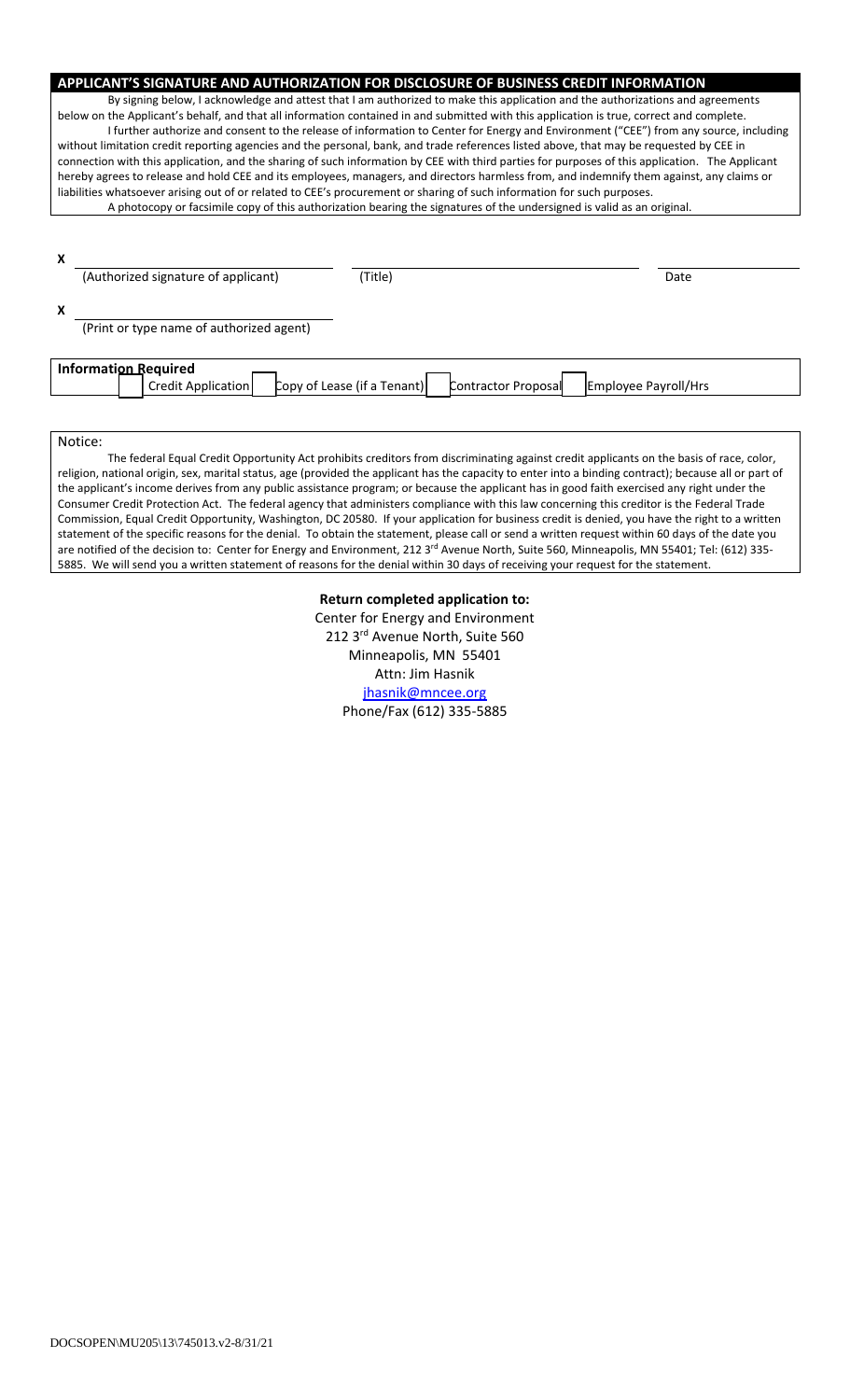## APPLICANT'S SIGNATURE AND AUTHORIZATION FOR DISCLOSURE OF BUSINESS CREDIT INFORMATION

By signing below, I acknowledge and attest that I am authorized to make this application and the authorizations and agreements below on the Applicant's behalf, and that all information contained in and submitted with this application is true, correct and complete.

I further authorize and consent to the release of information to Center for Energy and Environment ("CEE") from any source, including without limitation credit reporting agencies and the personal, bank, and trade references listed above, that may be requested by CEE in connection with this application, and the sharing of such information by CEE with third parties for purposes of this application. The Applicant hereby agrees to release and hold CEE and its employees, managers, and directors harmless from, and indemnify them against, any claims or liabilities whatsoever arising out of or related to CEE's procurement or sharing of such information for such purposes.

A photocopy or facsimile copy of this authorization bearing the signatures of the undersigned is valid as an original.

X ______________________________ ______________________________ ______________
(Authorized signature of applicant) (Title) Date

X ______________________________
(Print or type name of authorized agent)

**Information Required**

☐ Credit Application ☐ Copy of Lease (if a Tenant) ☐ Contractor Proposal ☐ Employee Payroll/Hrs

Notice:

The federal Equal Credit Opportunity Act prohibits creditors from discriminating against credit applicants on the basis of race, color, religion, national origin, sex, marital status, age (provided the applicant has the capacity to enter into a binding contract); because all or part of the applicant's income derives from any public assistance program; or because the applicant has in good faith exercised any right under the Consumer Credit Protection Act. The federal agency that administers compliance with this law concerning this creditor is the Federal Trade Commission, Equal Credit Opportunity, Washington, DC 20580. If your application for business credit is denied, you have the right to a written statement of the specific reasons for the denial. To obtain the statement, please call or send a written request within 60 days of the date you are notified of the decision to: Center for Energy and Environment, 212 3rd Avenue North, Suite 560, Minneapolis, MN 55401; Tel: (612) 335-5885. We will send you a written statement of reasons for the denial within 30 days of receiving your request for the statement.

**Return completed application to:**

Center for Energy and Environment
212 3rd Avenue North, Suite 560
Minneapolis, MN 55401
Attn: Jim Hasnik
jhasnik@mncee.org
Phone/Fax (612) 335-5885

DOCSOPEN\MU205\13\745013.v2-8/31/21